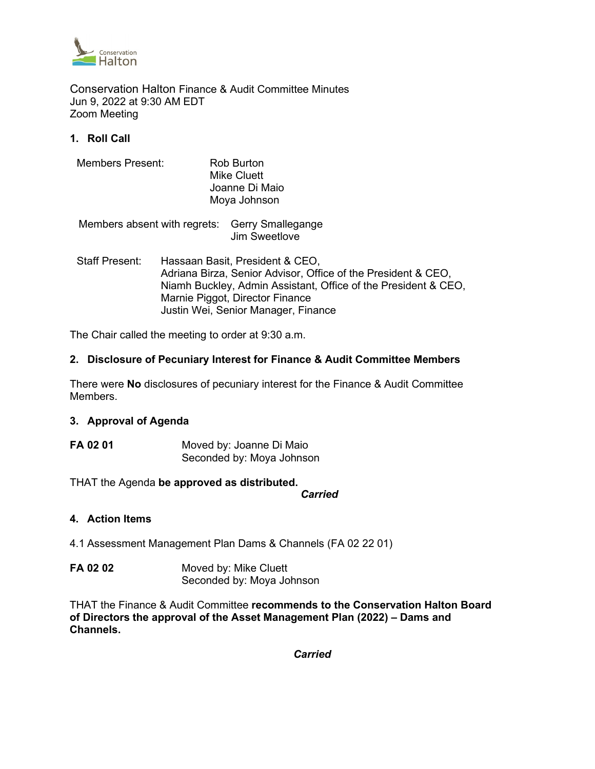Conservation Halton Finance & Audit Committee Minutes
Jun 9, 2022 at 9:30 AM EDT
Zoom Meeting

## 1. Roll Call

Members Present: Rob Burton
Mike Cluett
Joanne Di Maio
Moya Johnson

Members absent with regrets: Gerry Smallegange
Jim Sweetlove

Staff Present: Hassaan Basit, President & CEO,
Adriana Birza, Senior Advisor, Office of the President & CEO,
Niamh Buckley, Admin Assistant, Office of the President & CEO,
Marnie Piggot, Director Finance
Justin Wei, Senior Manager, Finance

The Chair called the meeting to order at 9:30 a.m.

## 2. Disclosure of Pecuniary Interest for Finance & Audit Committee Members

There were **No** disclosures of pecuniary interest for the Finance & Audit Committee Members.

## 3. Approval of Agenda

**FA 02 01** Moved by: Joanne Di Maio
Seconded by: Moya Johnson

THAT the Agenda **be approved as distributed.**

***Carried***

## 4. Action Items

4.1 Assessment Management Plan Dams & Channels (FA 02 22 01)

**FA 02 02** Moved by: Mike Cluett
Seconded by: Moya Johnson

THAT the Finance & Audit Committee **recommends to the Conservation Halton Board of Directors the approval of the Asset Management Plan (2022) – Dams and Channels.**

***Carried***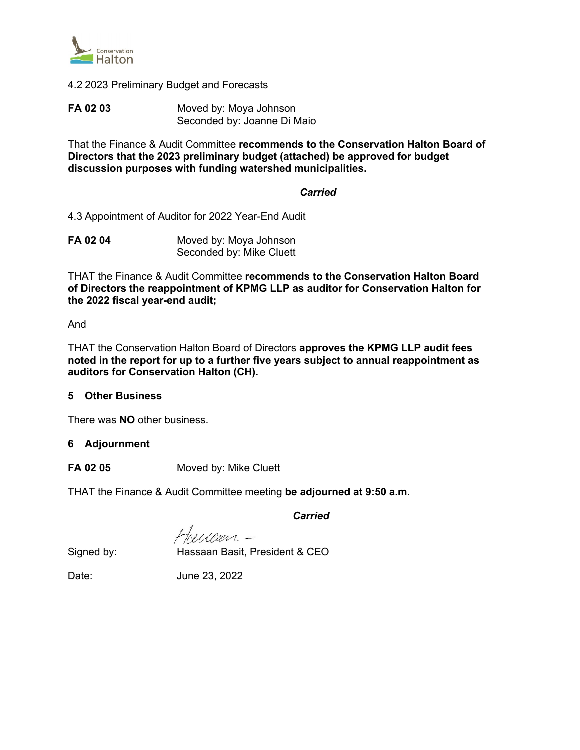4.2 2023 Preliminary Budget and Forecasts

**FA 02 03** Moved by: Moya Johnson
Seconded by: Joanne Di Maio

That the Finance & Audit Committee **recommends to the Conservation Halton Board of Directors that the 2023 preliminary budget (attached) be approved for budget discussion purposes with funding watershed municipalities.**

***Carried***

4.3 Appointment of Auditor for 2022 Year-End Audit

**FA 02 04** Moved by: Moya Johnson
Seconded by: Mike Cluett

THAT the Finance & Audit Committee **recommends to the Conservation Halton Board of Directors the reappointment of KPMG LLP as auditor for Conservation Halton for the 2022 fiscal year-end audit;**

And

THAT the Conservation Halton Board of Directors **approves the KPMG LLP audit fees noted in the report for up to a further five years subject to annual reappointment as auditors for Conservation Halton (CH).**

## 5 Other Business

There was **NO** other business.

## 6 Adjournment

**FA 02 05** Moved by: Mike Cluett

THAT the Finance & Audit Committee meeting **be adjourned at 9:50 a.m.**

***Carried***

Signed by: Hassaan Basit, President & CEO

Date: June 23, 2022